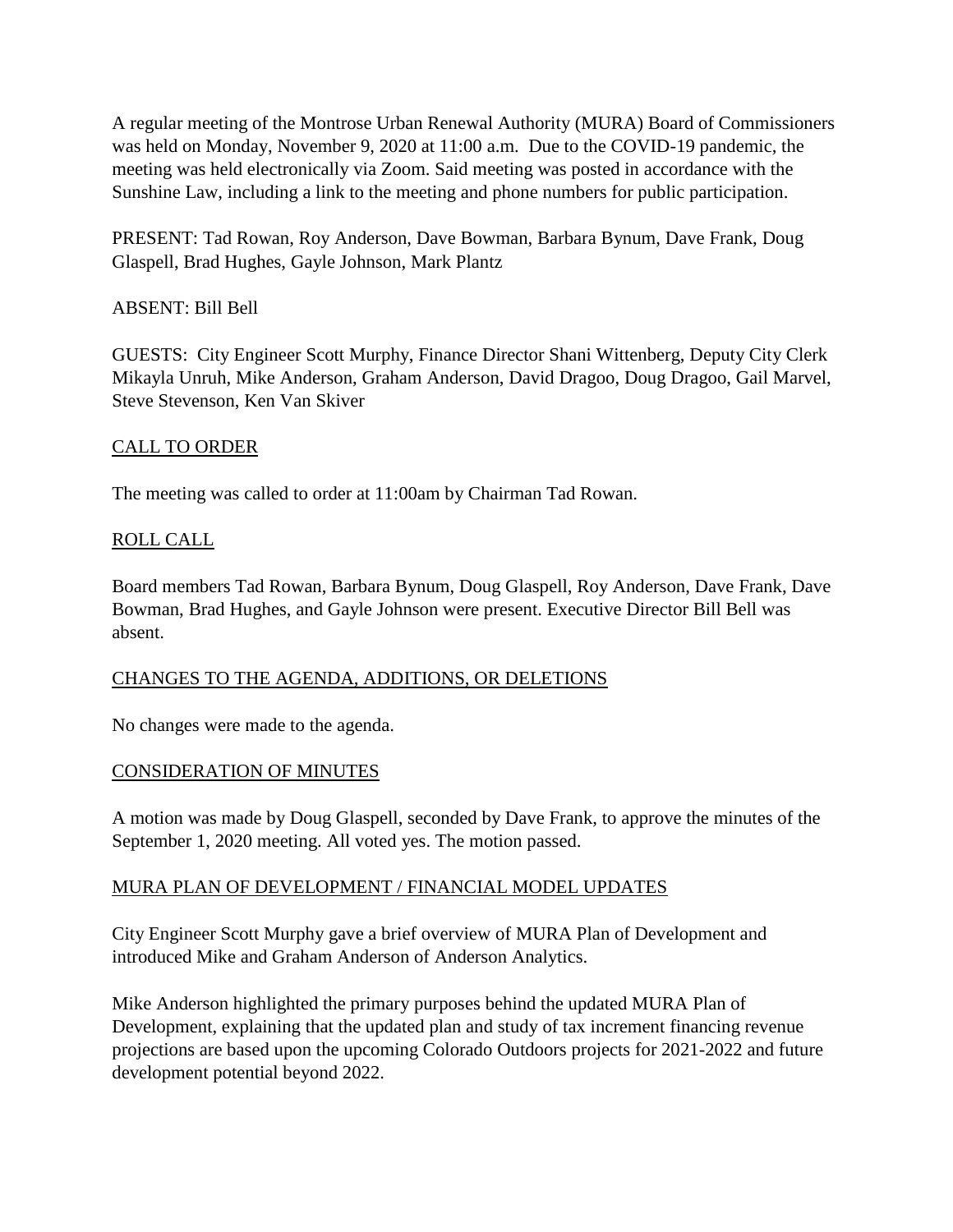A regular meeting of the Montrose Urban Renewal Authority (MURA) Board of Commissioners was held on Monday, November 9, 2020 at 11:00 a.m. Due to the COVID-19 pandemic, the meeting was held electronically via Zoom. Said meeting was posted in accordance with the Sunshine Law, including a link to the meeting and phone numbers for public participation.

PRESENT: Tad Rowan, Roy Anderson, Dave Bowman, Barbara Bynum, Dave Frank, Doug Glaspell, Brad Hughes, Gayle Johnson, Mark Plantz

ABSENT: Bill Bell

GUESTS: City Engineer Scott Murphy, Finance Director Shani Wittenberg, Deputy City Clerk Mikayla Unruh, Mike Anderson, Graham Anderson, David Dragoo, Doug Dragoo, Gail Marvel, Steve Stevenson, Ken Van Skiver

## CALL TO ORDER

The meeting was called to order at 11:00am by Chairman Tad Rowan.

## ROLL CALL

Board members Tad Rowan, Barbara Bynum, Doug Glaspell, Roy Anderson, Dave Frank, Dave Bowman, Brad Hughes, and Gayle Johnson were present. Executive Director Bill Bell was absent.

## CHANGES TO THE AGENDA, ADDITIONS, OR DELETIONS

No changes were made to the agenda.

## CONSIDERATION OF MINUTES

A motion was made by Doug Glaspell, seconded by Dave Frank, to approve the minutes of the September 1, 2020 meeting. All voted yes. The motion passed.

## MURA PLAN OF DEVELOPMENT / FINANCIAL MODEL UPDATES

City Engineer Scott Murphy gave a brief overview of MURA Plan of Development and introduced Mike and Graham Anderson of Anderson Analytics.

Mike Anderson highlighted the primary purposes behind the updated MURA Plan of Development, explaining that the updated plan and study of tax increment financing revenue projections are based upon the upcoming Colorado Outdoors projects for 2021-2022 and future development potential beyond 2022.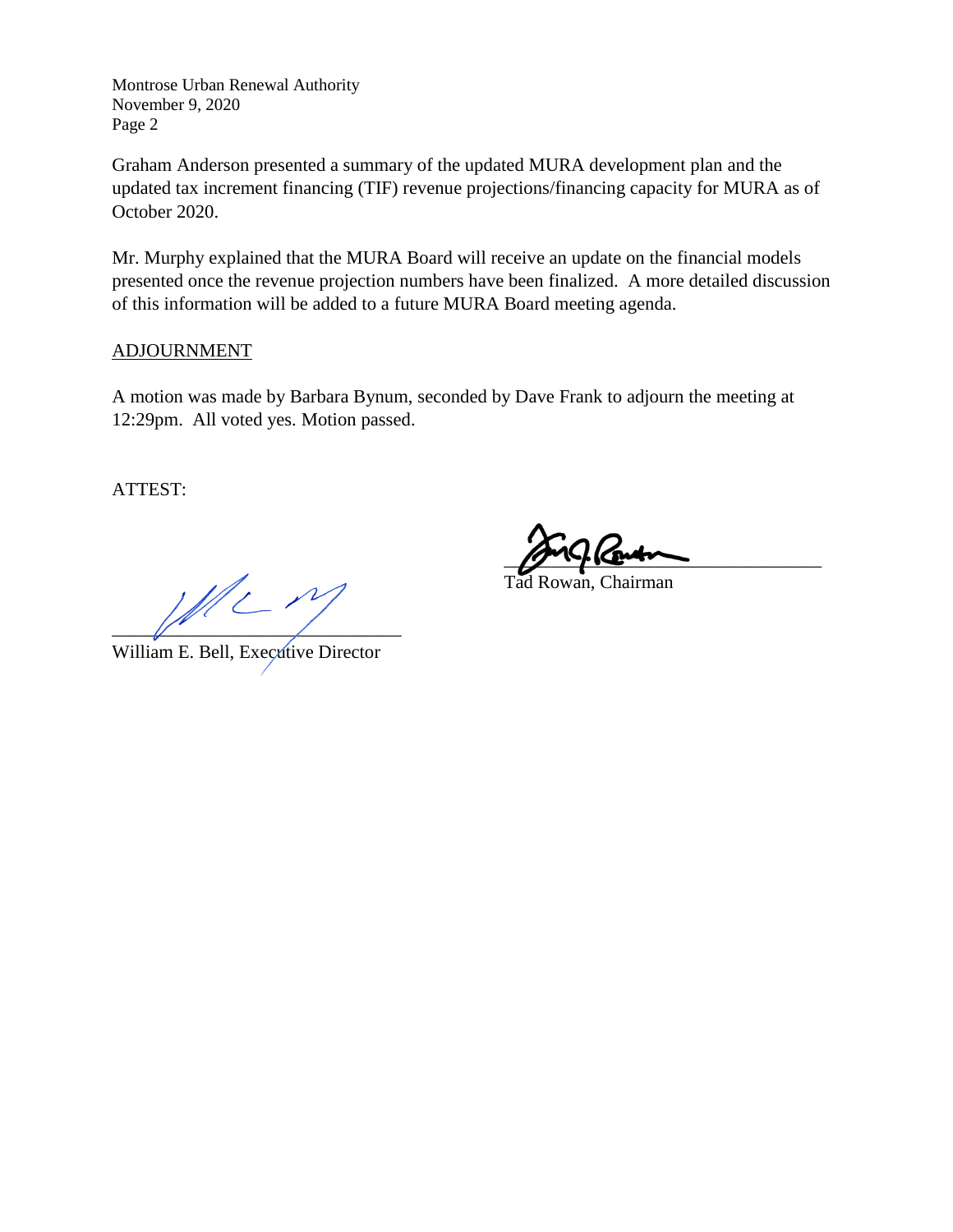Graham Anderson presented a summary of the updated MURA development plan and the updated tax increment financing (TIF) revenue projections/financing capacity for MURA as of October 2020.

Mr. Murphy explained that the MURA Board will receive an update on the financial models presented once the revenue projection numbers have been finalized. A more detailed discussion of this information will be added to a future MURA Board meeting agenda.

ADJOURNMENT

A motion was made by Barbara Bynum, seconded by Dave Frank to adjourn the meeting at 12:29pm. All voted yes. Motion passed.

ATTEST:

Tad Rowan, Chairman

William E. Bell, Executive Director